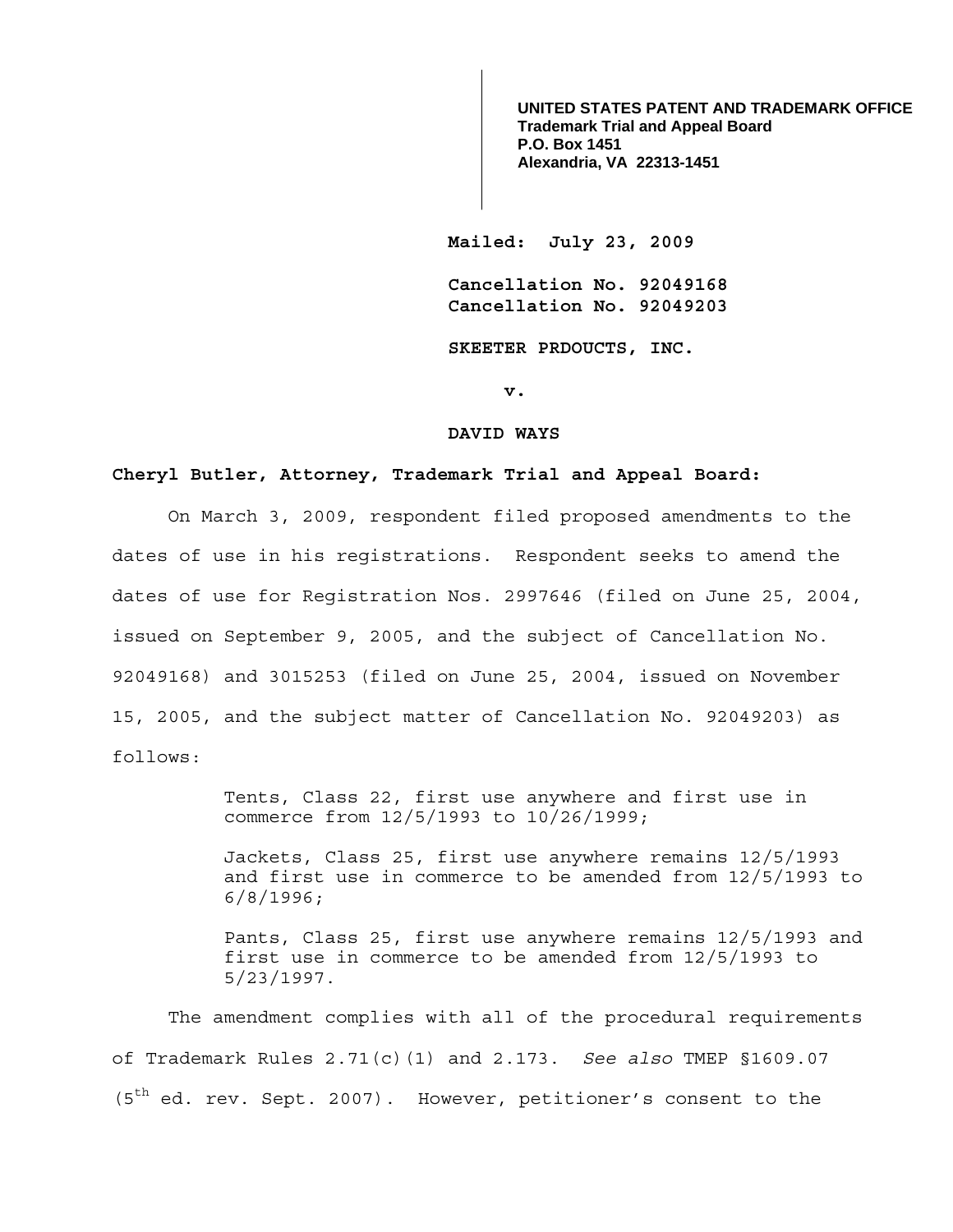**UNITED STATES PATENT AND TRADEMARK OFFICE**
**Trademark Trial and Appeal Board**
**P.O. Box 1451**
**Alexandria, VA 22313-1451**

**Mailed: July 23, 2009**

**Cancellation No. 92049168**
**Cancellation No. 92049203**

**SKEETER PRDOUCTS, INC.**

**v.**

**DAVID WAYS**

**Cheryl Butler, Attorney, Trademark Trial and Appeal Board:**

On March 3, 2009, respondent filed proposed amendments to the dates of use in his registrations. Respondent seeks to amend the dates of use for Registration Nos. 2997646 (filed on June 25, 2004, issued on September 9, 2005, and the subject of Cancellation No. 92049168) and 3015253 (filed on June 25, 2004, issued on November 15, 2005, and the subject matter of Cancellation No. 92049203) as follows:

> Tents, Class 22, first use anywhere and first use in commerce from 12/5/1993 to 10/26/1999;
>
> Jackets, Class 25, first use anywhere remains 12/5/1993 and first use in commerce to be amended from 12/5/1993 to 6/8/1996;
>
> Pants, Class 25, first use anywhere remains 12/5/1993 and first use in commerce to be amended from 12/5/1993 to 5/23/1997.

The amendment complies with all of the procedural requirements of Trademark Rules 2.71(c)(1) and 2.173. *See also* TMEP §1609.07 (5th ed. rev. Sept. 2007). However, petitioner's consent to the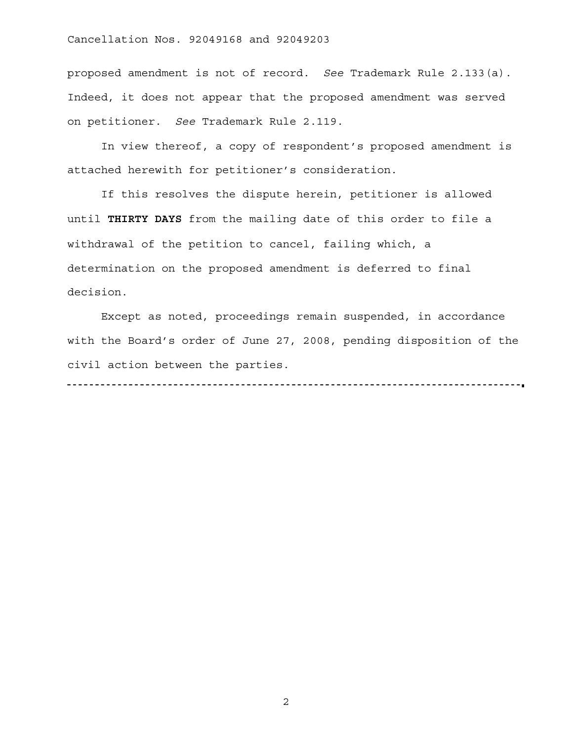proposed amendment is not of record. *See* Trademark Rule 2.133(a). Indeed, it does not appear that the proposed amendment was served on petitioner. *See* Trademark Rule 2.119.

In view thereof, a copy of respondent's proposed amendment is attached herewith for petitioner's consideration.

If this resolves the dispute herein, petitioner is allowed until **THIRTY DAYS** from the mailing date of this order to file a withdrawal of the petition to cancel, failing which, a determination on the proposed amendment is deferred to final decision.

Except as noted, proceedings remain suspended, in accordance with the Board's order of June 27, 2008, pending disposition of the civil action between the parties.

---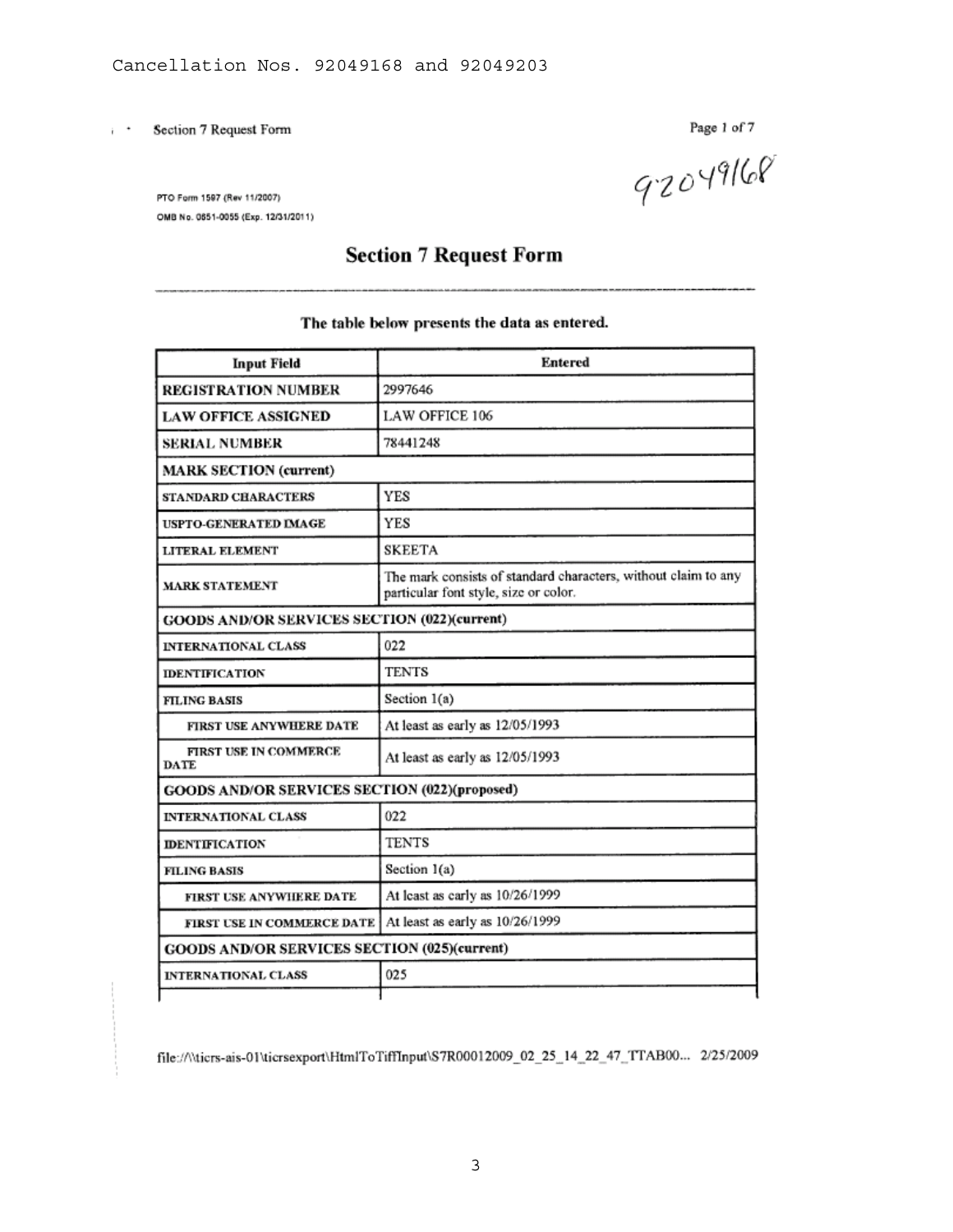Cancellation Nos. 92049168 and 92049203

Section 7 Request Form

92049168

PTO Form 1597 (Rev 11/2007)
OMB No. 0651-0055 (Exp. 12/31/2011)

# Section 7 Request Form

**The table below presents the data as entered.**

| Input Field | Entered |
|---|---|
| **REGISTRATION NUMBER** | 2997646 |
| **LAW OFFICE ASSIGNED** | LAW OFFICE 106 |
| **SERIAL NUMBER** | 78441248 |
| **MARK SECTION (current)** | |
| STANDARD CHARACTERS | YES |
| USPTO-GENERATED IMAGE | YES |
| LITERAL ELEMENT | SKEETA |
| MARK STATEMENT | The mark consists of standard characters, without claim to any particular font style, size or color. |
| **GOODS AND/OR SERVICES SECTION (022)(current)** | |
| INTERNATIONAL CLASS | 022 |
| IDENTIFICATION | TENTS |
| FILING BASIS | Section 1(a) |
| FIRST USE ANYWHERE DATE | At least as early as 12/05/1993 |
| FIRST USE IN COMMERCE DATE | At least as early as 12/05/1993 |
| **GOODS AND/OR SERVICES SECTION (022)(proposed)** | |
| INTERNATIONAL CLASS | 022 |
| IDENTIFICATION | TENTS |
| FILING BASIS | Section 1(a) |
| FIRST USE ANYWHERE DATE | At least as early as 10/26/1999 |
| FIRST USE IN COMMERCE DATE | At least as early as 10/26/1999 |
| **GOODS AND/OR SERVICES SECTION (025)(current)** | |
| INTERNATIONAL CLASS | 025 |

file://\\ticrs-ais-01\ticrsexport\HtmlToTiffInput\S7R00012009_02_25_14_22_47_TTAB00... 2/25/2009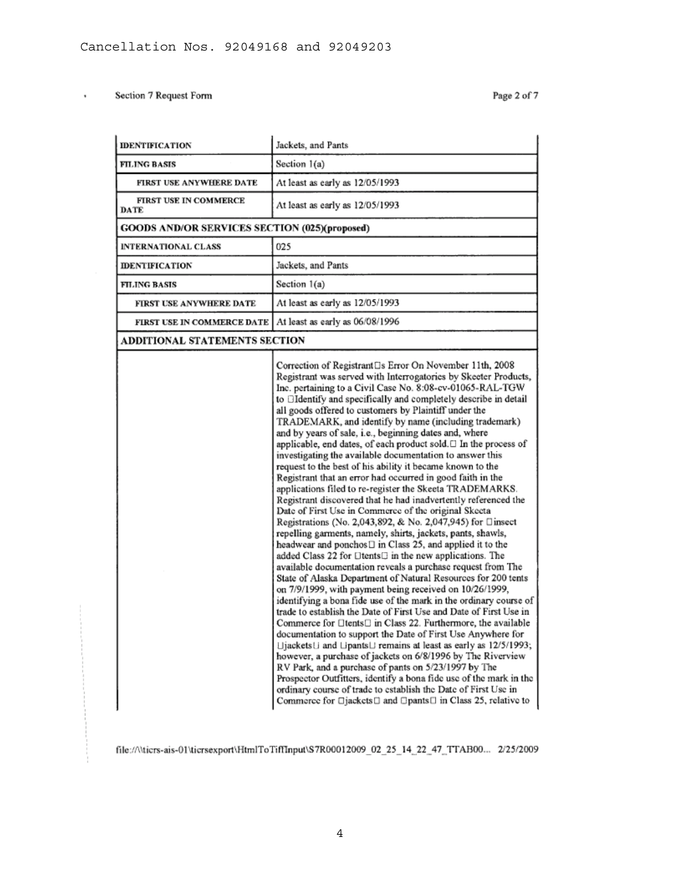Cancellation Nos. 92049168 and 92049203

Section 7 Request Form

| IDENTIFICATION | Jackets, and Pants |
|---|---|
| FILING BASIS | Section 1(a) |
| FIRST USE ANYWHERE DATE | At least as early as 12/05/1993 |
| FIRST USE IN COMMERCE DATE | At least as early as 12/05/1993 |
| **GOODS AND/OR SERVICES SECTION (025)(proposed)** | |
| INTERNATIONAL CLASS | 025 |
| IDENTIFICATION | Jackets, and Pants |
| FILING BASIS | Section 1(a) |
| FIRST USE ANYWHERE DATE | At least as early as 12/05/1993 |
| FIRST USE IN COMMERCE DATE | At least as early as 06/08/1996 |
| **ADDITIONAL STATEMENTS SECTION** | |
| | Correction of Registrant□s Error On November 11th, 2008 Registrant was served with Interrogatories by Skeeter Products, Inc. pertaining to a Civil Case No. 8:08-cv-01065-RAL-TGW to □Identify and specifically and completely describe in detail all goods offered to customers by Plaintiff under the TRADEMARK, and identify by name (including trademark) and by years of sale, i.e., beginning dates and, where applicable, end dates, of each product sold.□ In the process of investigating the available documentation to answer this request to the best of his ability it became known to the Registrant that an error had occurred in good faith in the applications filed to re-register the Skeeta TRADEMARKS. Registrant discovered that he had inadvertently referenced the Date of First Use in Commerce of the original Skeeta Registrations (No. 2,043,892, & No. 2,047,945) for □insect repelling garments, namely, shirts, jackets, pants, shawls, headwear and ponchos□ in Class 25, and applied it to the added Class 22 for □tents□ in the new applications. The available documentation reveals a purchase request from The State of Alaska Department of Natural Resources for 200 tents on 7/9/1999, with payment being received on 10/26/1999, identifying a bona fide use of the mark in the ordinary course of trade to establish the Date of First Use and Date of First Use in Commerce for □tents□ in Class 22. Furthermore, the available documentation to support the Date of First Use Anywhere for □jackets□ and □pants□ remains at least as early as 12/5/1993; however, a purchase of jackets on 6/8/1996 by The Riverview RV Park, and a purchase of pants on 5/23/1997 by The Prospector Outfitters, identify a bona fide use of the mark in the ordinary course of trade to establish the Date of First Use in Commerce for □jackets□ and □pants□ in Class 25, relative to |

file://\\ticrs-ais-01\ticrsexport\HtmlToTiffInput\S7R00012009_02_25_14_22_47_TTAB00... 2/25/2009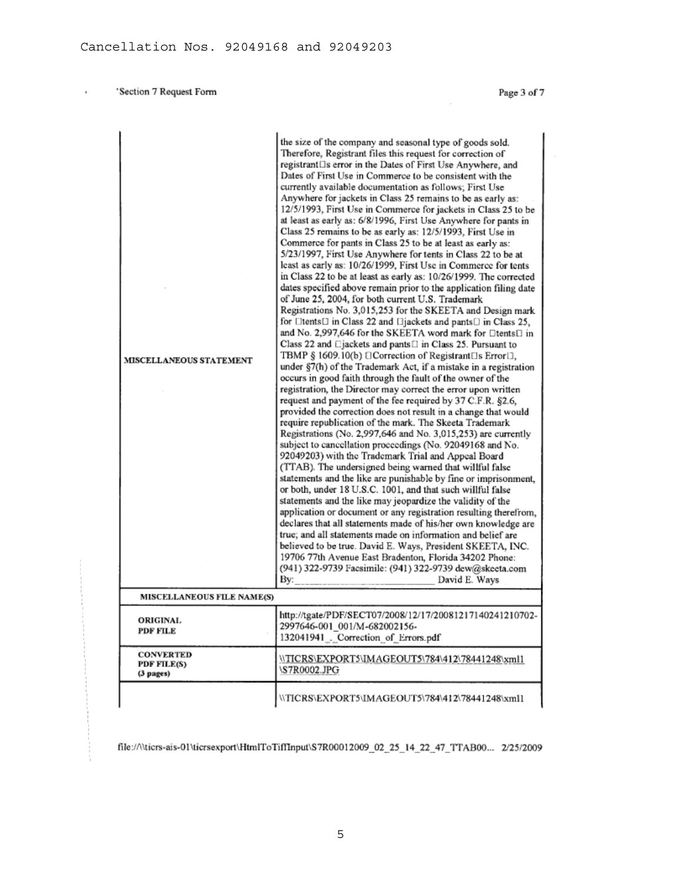Cancellation Nos. 92049168 and 92049203

'Section 7 Request Form

Page 3 of 7

| | |
|---|---|
| MISCELLANEOUS STATEMENT | the size of the company and seasonal type of goods sold. Therefore, Registrant files this request for correction of registrant□s error in the Dates of First Use Anywhere, and Dates of First Use in Commerce to be consistent with the currently available documentation as follows; First Use Anywhere for jackets in Class 25 remains to be as early as: 12/5/1993, First Use in Commerce for jackets in Class 25 to be at least as early as: 6/8/1996, First Use Anywhere for pants in Class 25 remains to be as early as: 12/5/1993, First Use in Commerce for pants in Class 25 to be at least as early as: 5/23/1997, First Use Anywhere for tents in Class 22 to be at least as early as: 10/26/1999, First Use in Commerce for tents in Class 22 to be at least as early as: 10/26/1999. The corrected dates specified above remain prior to the application filing date of June 25, 2004, for both current U.S. Trademark Registrations No. 3,015,253 for the SKEETA and Design mark for □tents□ in Class 22 and □jackets and pants□ in Class 25, and No. 2,997,646 for the SKEETA word mark for □tents□ in Class 22 and □jackets and pants□ in Class 25. Pursuant to TBMP § 1609.10(b) □Correction of Registrant□s Error□, under §7(h) of the Trademark Act, if a mistake in a registration occurs in good faith through the fault of the owner of the registration, the Director may correct the error upon written request and payment of the fee required by 37 C.F.R. §2.6, provided the correction does not result in a change that would require republication of the mark. The Skeeta Trademark Registrations (No. 2,997,646 and No. 3,015,253) are currently subject to cancellation proceedings (No. 92049168 and No. 92049203) with the Trademark Trial and Appeal Board (TTAB). The undersigned being warned that willful false statements and the like are punishable by fine or imprisonment, or both, under 18 U.S.C. 1001, and that such willful false statements and the like may jeopardize the validity of the application or document or any registration resulting therefrom, declares that all statements made of his/her own knowledge are true; and all statements made on information and belief are believed to be true. David E. Ways, President SKEETA, INC. 19706 77th Avenue East Bradenton, Florida 34202 Phone: (941) 322-9739 Facsimile: (941) 322-9739 dew@skeeta.com By:\_\_\_\_\_\_\_\_\_\_\_\_\_\_\_\_\_\_\_\_\_\_ David E. Ways |
| **MISCELLANEOUS FILE NAME(S)** | |
| ORIGINAL PDF FILE | http://tgate/PDF/SECT07/2008/12/17/20081217140241210702-2997646-001_001/M-682002156-132041941_._Correction_of_Errors.pdf |
| CONVERTED PDF FILE(S) (3 pages) | \\TICRS\EXPORT5\IMAGEOUT5\784\412\78441248\xml1\S7R0002.JPG |
| | \\TICRS\EXPORT5\IMAGEOUT5\784\412\78441248\xml1 |

file://\\ticrs-ais-01\ticrsexport\HtmlToTiffInput\S7R00012009_02_25_14_22_47_TTAB00... 2/25/2009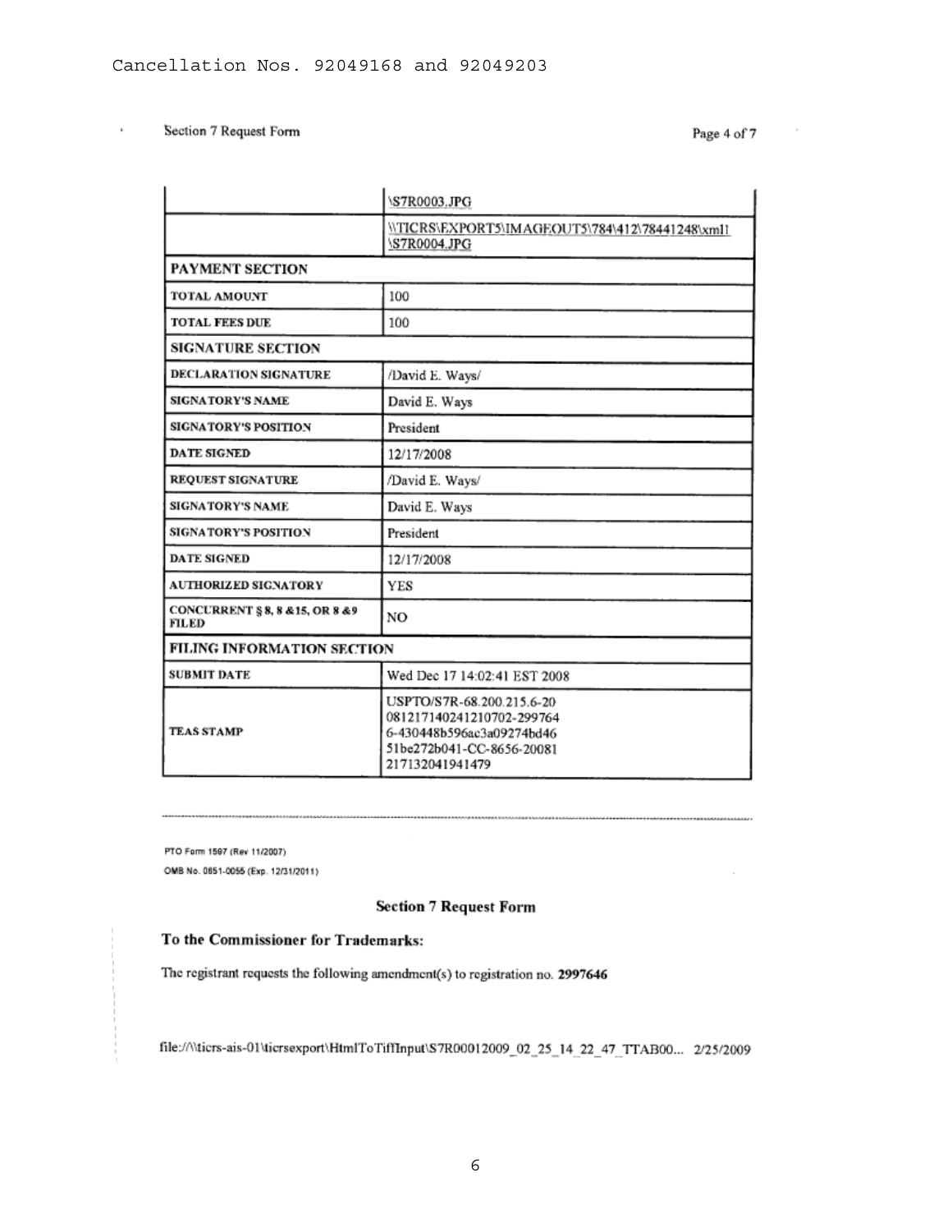Section 7 Request Form

| | \S7R0003.JPG |
|---|---|
| | \\TICRS\EXPORT5\IMAGEOUT5\784\412\78441248\xml1 \S7R0004.JPG |
| **PAYMENT SECTION** | |
| TOTAL AMOUNT | 100 |
| TOTAL FEES DUE | 100 |
| **SIGNATURE SECTION** | |
| DECLARATION SIGNATURE | /David E. Ways/ |
| SIGNATORY'S NAME | David E. Ways |
| SIGNATORY'S POSITION | President |
| DATE SIGNED | 12/17/2008 |
| REQUEST SIGNATURE | /David E. Ways/ |
| SIGNATORY'S NAME | David E. Ways |
| SIGNATORY'S POSITION | President |
| DATE SIGNED | 12/17/2008 |
| AUTHORIZED SIGNATORY | YES |
| CONCURRENT § 8, 8 &15, OR 8 &9 FILED | NO |
| **FILING INFORMATION SECTION** | |
| SUBMIT DATE | Wed Dec 17 14:02:41 EST 2008 |
| TEAS STAMP | USPTO/S7R-68.200.215.6-20 081217140241210702-299764 6-430448b596ac3a09274bd46 51be272b041-CC-8656-20081 217132041941479 |

PTO Form 1597 (Rev 11/2007)
OMB No. 0651-0055 (Exp. 12/31/2011)

**Section 7 Request Form**

**To the Commissioner for Trademarks:**

The registrant requests the following amendment(s) to registration no. **2997646**

file://\\ticrs-ais-01\ticrsexport\HtmlToTiffInput\S7R00012009_02_25_14_22_47_TTAB00... 2/25/2009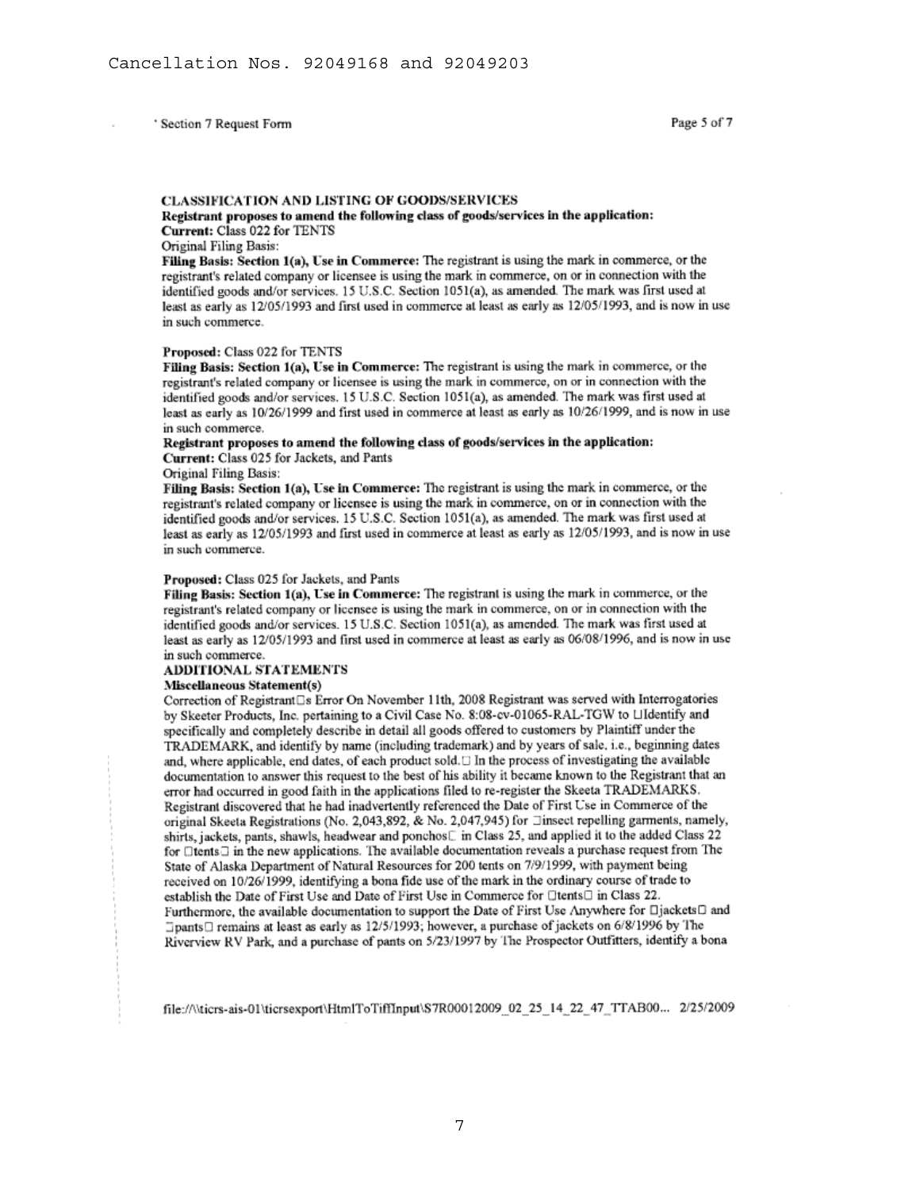Cancellation Nos. 92049168 and 92049203

Section 7 Request Form

**CLASSIFICATION AND LISTING OF GOODS/SERVICES**

**Registrant proposes to amend the following class of goods/services in the application:**

**Current:** Class 022 for TENTS

Original Filing Basis:

**Filing Basis: Section 1(a), Use in Commerce:** The registrant is using the mark in commerce, or the registrant's related company or licensee is using the mark in commerce, on or in connection with the identified goods and/or services. 15 U.S.C. Section 1051(a), as amended. The mark was first used at least as early as 12/05/1993 and first used in commerce at least as early as 12/05/1993, and is now in use in such commerce.

**Proposed:** Class 022 for TENTS

**Filing Basis: Section 1(a), Use in Commerce:** The registrant is using the mark in commerce, or the registrant's related company or licensee is using the mark in commerce, on or in connection with the identified goods and/or services. 15 U.S.C. Section 1051(a), as amended. The mark was first used at least as early as 10/26/1999 and first used in commerce at least as early as 10/26/1999, and is now in use in such commerce.

**Registrant proposes to amend the following class of goods/services in the application:**

**Current:** Class 025 for Jackets, and Pants

Original Filing Basis:

**Filing Basis: Section 1(a), Use in Commerce:** The registrant is using the mark in commerce, or the registrant's related company or licensee is using the mark in commerce, on or in connection with the identified goods and/or services. 15 U.S.C. Section 1051(a), as amended. The mark was first used at least as early as 12/05/1993 and first used in commerce at least as early as 12/05/1993, and is now in use in such commerce.

**Proposed:** Class 025 for Jackets, and Pants

**Filing Basis: Section 1(a), Use in Commerce:** The registrant is using the mark in commerce, or the registrant's related company or licensee is using the mark in commerce, on or in connection with the identified goods and/or services. 15 U.S.C. Section 1051(a), as amended. The mark was first used at least as early as 12/05/1993 and first used in commerce at least as early as 06/08/1996, and is now in use in such commerce.

**ADDITIONAL STATEMENTS**

**Miscellaneous Statement(s)**

Correction of Registrant□s Error On November 11th, 2008 Registrant was served with Interrogatories by Skeeter Products, Inc. pertaining to a Civil Case No. 8:08-cv-01065-RAL-TGW to □Identify and specifically and completely describe in detail all goods offered to customers by Plaintiff under the TRADEMARK, and identify by name (including trademark) and by years of sale, i.e., beginning dates and, where applicable, end dates, of each product sold.□ In the process of investigating the available documentation to answer this request to the best of his ability it became known to the Registrant that an error had occurred in good faith in the applications filed to re-register the Skeeta TRADEMARKS. Registrant discovered that he had inadvertently referenced the Date of First Use in Commerce of the original Skeeta Registrations (No. 2,043,892, & No. 2,047,945) for □insect repelling garments, namely, shirts, jackets, pants, shawls, headwear and ponchos□ in Class 25, and applied it to the added Class 22 for □tents□ in the new applications. The available documentation reveals a purchase request from The State of Alaska Department of Natural Resources for 200 tents on 7/9/1999, with payment being received on 10/26/1999, identifying a bona fide use of the mark in the ordinary course of trade to establish the Date of First Use and Date of First Use in Commerce for □tents□ in Class 22. Furthermore, the available documentation to support the Date of First Use Anywhere for □jackets□ and □pants□ remains at least as early as 12/5/1993; however, a purchase of jackets on 6/8/1996 by The Riverview RV Park, and a purchase of pants on 5/23/1997 by The Prospector Outfitters, identify a bona

file://\\ticrs-ais-01\ticrsexport\HtmlToTiffInput\S7R00012009_02_25_14_22_47_TTAB00... 2/25/2009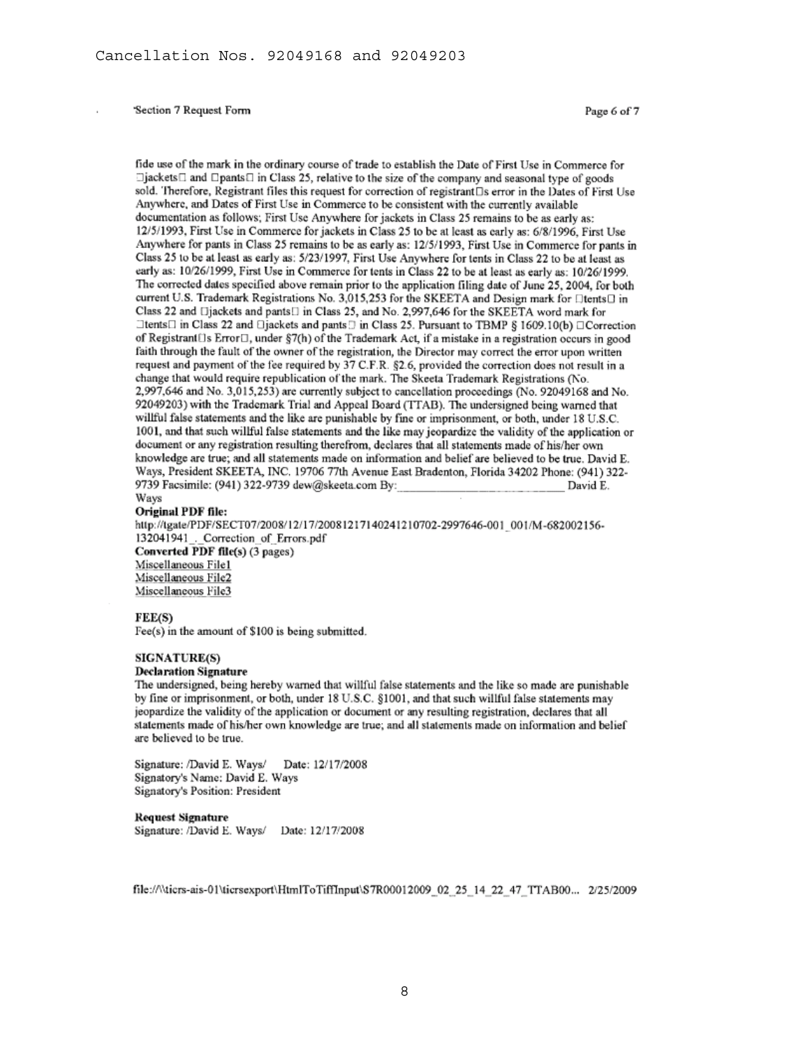Cancellation Nos. 92049168 and 92049203

Section 7 Request Form

fide use of the mark in the ordinary course of trade to establish the Date of First Use in Commerce for □jackets□ and □pants□ in Class 25, relative to the size of the company and seasonal type of goods sold. Therefore, Registrant files this request for correction of registrant□s error in the Dates of First Use Anywhere, and Dates of First Use in Commerce to be consistent with the currently available documentation as follows; First Use Anywhere for jackets in Class 25 remains to be as early as: 12/5/1993, First Use in Commerce for jackets in Class 25 to be at least as early as: 6/8/1996, First Use Anywhere for pants in Class 25 remains to be as early as: 12/5/1993, First Use in Commerce for pants in Class 25 to be at least as early as: 5/23/1997, First Use Anywhere for tents in Class 22 to be at least as early as: 10/26/1999, First Use in Commerce for tents in Class 22 to be at least as early as: 10/26/1999. The corrected dates specified above remain prior to the application filing date of June 25, 2004, for both current U.S. Trademark Registrations No. 3,015,253 for the SKEETA and Design mark for □tents□ in Class 22 and □jackets and pants□ in Class 25, and No. 2,997,646 for the SKEETA word mark for □tents□ in Class 22 and □jackets and pants□ in Class 25. Pursuant to TBMP § 1609.10(b) □Correction of Registrant□s Error□, under §7(h) of the Trademark Act, if a mistake in a registration occurs in good faith through the fault of the owner of the registration, the Director may correct the error upon written request and payment of the fee required by 37 C.F.R. §2.6, provided the correction does not result in a change that would require republication of the mark. The Skeeta Trademark Registrations (No. 2,997,646 and No. 3,015,253) are currently subject to cancellation proceedings (No. 92049168 and No. 92049203) with the Trademark Trial and Appeal Board (TTAB). The undersigned being warned that willful false statements and the like are punishable by fine or imprisonment, or both, under 18 U.S.C. 1001, and that such willful false statements and the like may jeopardize the validity of the application or document or any registration resulting therefrom, declares that all statements made of his/her own knowledge are true; and all statements made on information and belief are believed to be true. David E. Ways, President SKEETA, INC. 19706 77th Avenue East Bradenton, Florida 34202 Phone: (941) 322-9739 Facsimile: (941) 322-9739 dew@skeeta.com By:\_\_\_\_\_\_\_\_\_\_\_\_\_\_\_\_\_\_\_\_\_\_\_\_ David E. Ways

**Original PDF file:**
http://tgate/PDF/SECT07/2008/12/17/20081217140241210702-2997646-001_001/M-682002156-132041941_._Correction_of_Errors.pdf

**Converted PDF file(s)** (3 pages)
Miscellaneous File1
Miscellaneous File2
Miscellaneous File3

**FEE(S)**
Fee(s) in the amount of $100 is being submitted.

**SIGNATURE(S)**

**Declaration Signature**

The undersigned, being hereby warned that willful false statements and the like so made are punishable by fine or imprisonment, or both, under 18 U.S.C. §1001, and that such willful false statements may jeopardize the validity of the application or document or any resulting registration, declares that all statements made of his/her own knowledge are true; and all statements made on information and belief are believed to be true.

Signature: /David E. Ways/ Date: 12/17/2008
Signatory's Name: David E. Ways
Signatory's Position: President

**Request Signature**
Signature: /David E. Ways/ Date: 12/17/2008

file://\\ticrs-ais-01\ticrsexport\HtmlToTiffInput\S7R00012009_02_25_14_22_47_TTAB00... 2/25/2009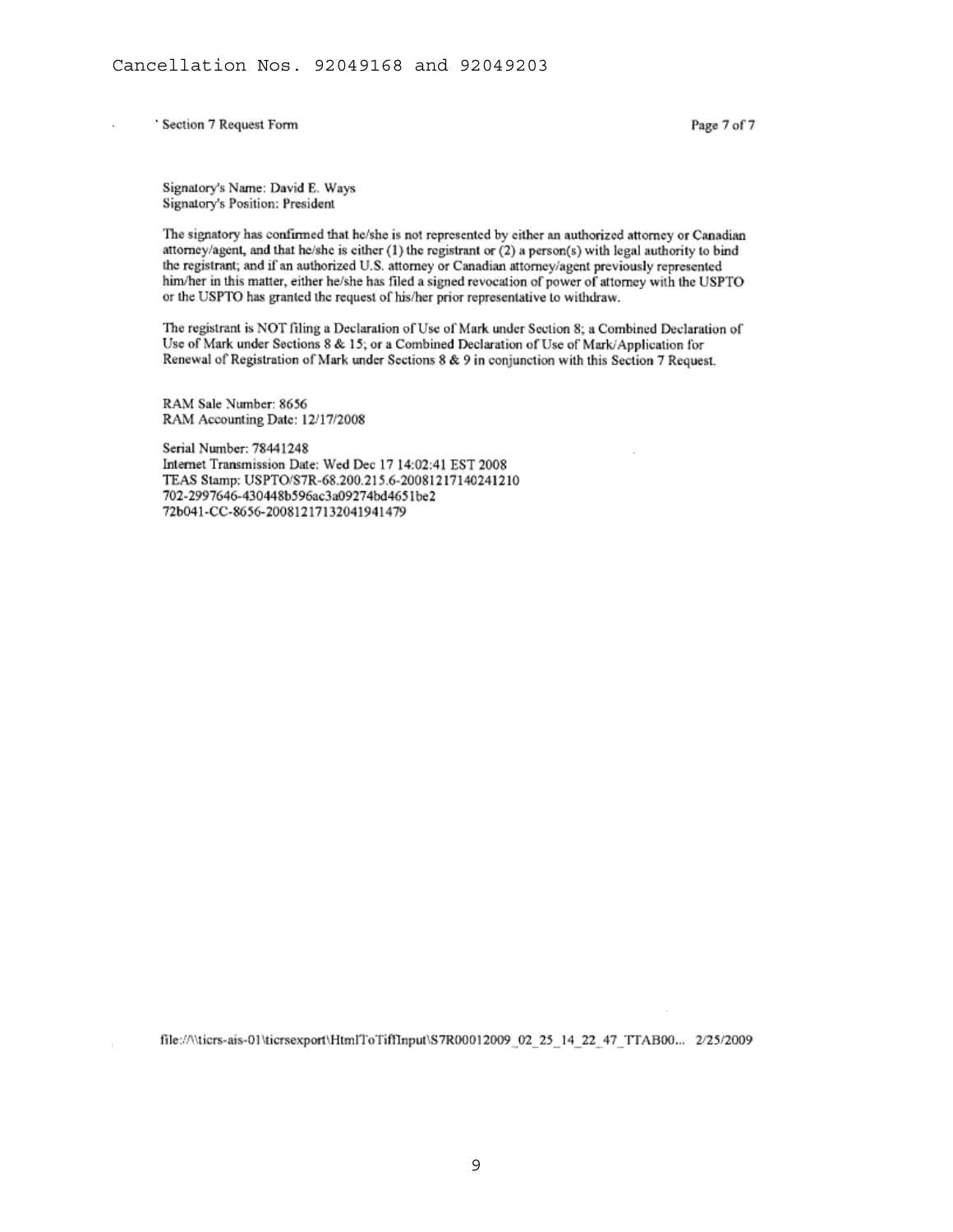Signatory's Name: David E. Ways
Signatory's Position: President

The signatory has confirmed that he/she is not represented by either an authorized attorney or Canadian attorney/agent, and that he/she is either (1) the registrant or (2) a person(s) with legal authority to bind the registrant; and if an authorized U.S. attorney or Canadian attorney/agent previously represented him/her in this matter, either he/she has filed a signed revocation of power of attorney with the USPTO or the USPTO has granted the request of his/her prior representative to withdraw.

The registrant is NOT filing a Declaration of Use of Mark under Section 8; a Combined Declaration of Use of Mark under Sections 8 & 15; or a Combined Declaration of Use of Mark/Application for Renewal of Registration of Mark under Sections 8 & 9 in conjunction with this Section 7 Request.

RAM Sale Number: 8656
RAM Accounting Date: 12/17/2008

Serial Number: 78441248
Internet Transmission Date: Wed Dec 17 14:02:41 EST 2008
TEAS Stamp: USPTO/S7R-68.200.215.6-20081217140241210
702-2997646-430448b596ac3a09274bd4651be2
72b041-CC-8656-20081217132041941479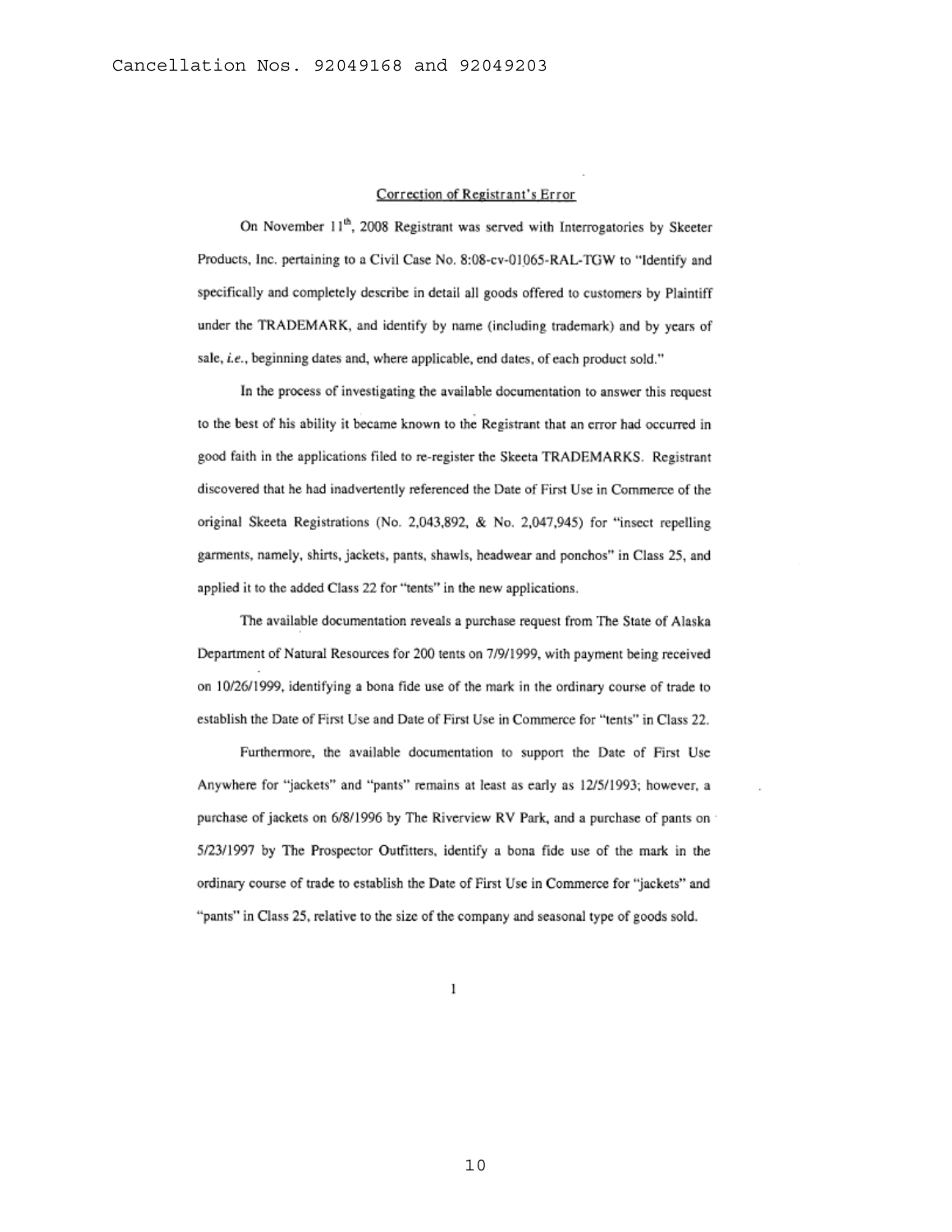## Correction of Registrant's Error

On November 11th, 2008 Registrant was served with Interrogatories by Skeeter Products, Inc. pertaining to a Civil Case No. 8:08-cv-01065-RAL-TGW to "Identify and specifically and completely describe in detail all goods offered to customers by Plaintiff under the TRADEMARK, and identify by name (including trademark) and by years of sale, *i.e.*, beginning dates and, where applicable, end dates, of each product sold."

In the process of investigating the available documentation to answer this request to the best of his ability it became known to the Registrant that an error had occurred in good faith in the applications filed to re-register the Skeeta TRADEMARKS. Registrant discovered that he had inadvertently referenced the Date of First Use in Commerce of the original Skeeta Registrations (No. 2,043,892, & No. 2,047,945) for "insect repelling garments, namely, shirts, jackets, pants, shawls, headwear and ponchos" in Class 25, and applied it to the added Class 22 for "tents" in the new applications.

The available documentation reveals a purchase request from The State of Alaska Department of Natural Resources for 200 tents on 7/9/1999, with payment being received on 10/26/1999, identifying a bona fide use of the mark in the ordinary course of trade to establish the Date of First Use and Date of First Use in Commerce for "tents" in Class 22.

Furthermore, the available documentation to support the Date of First Use Anywhere for "jackets" and "pants" remains at least as early as 12/5/1993; however, a purchase of jackets on 6/8/1996 by The Riverview RV Park, and a purchase of pants on 5/23/1997 by The Prospector Outfitters, identify a bona fide use of the mark in the ordinary course of trade to establish the Date of First Use in Commerce for "jackets" and "pants" in Class 25, relative to the size of the company and seasonal type of goods sold.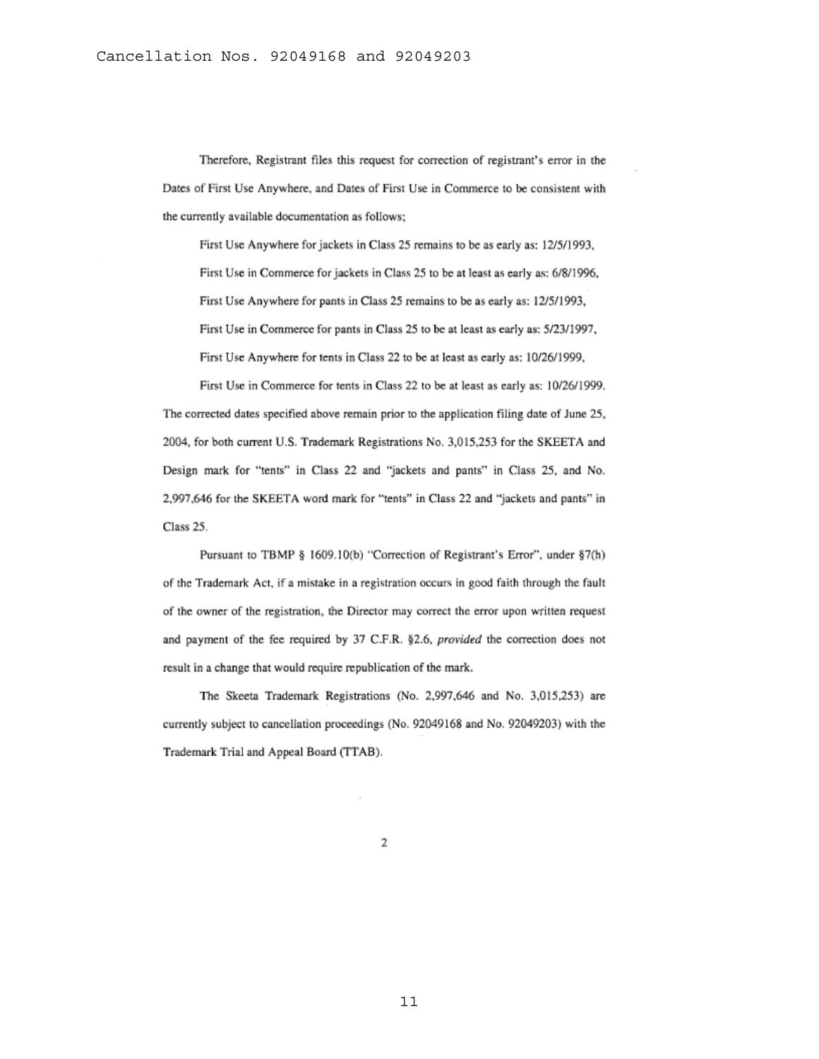Therefore, Registrant files this request for correction of registrant's error in the Dates of First Use Anywhere, and Dates of First Use in Commerce to be consistent with the currently available documentation as follows;

First Use Anywhere for jackets in Class 25 remains to be as early as: 12/5/1993,

First Use in Commerce for jackets in Class 25 to be at least as early as: 6/8/1996,

First Use Anywhere for pants in Class 25 remains to be as early as: 12/5/1993,

First Use in Commerce for pants in Class 25 to be at least as early as: 5/23/1997,

First Use Anywhere for tents in Class 22 to be at least as early as: 10/26/1999,

First Use in Commerce for tents in Class 22 to be at least as early as: 10/26/1999.

The corrected dates specified above remain prior to the application filing date of June 25, 2004, for both current U.S. Trademark Registrations No. 3,015,253 for the SKEETA and Design mark for "tents" in Class 22 and "jackets and pants" in Class 25, and No. 2,997,646 for the SKEETA word mark for "tents" in Class 22 and "jackets and pants" in Class 25.

Pursuant to TBMP § 1609.10(b) "Correction of Registrant's Error", under §7(h) of the Trademark Act, if a mistake in a registration occurs in good faith through the fault of the owner of the registration, the Director may correct the error upon written request and payment of the fee required by 37 C.F.R. §2.6, *provided* the correction does not result in a change that would require republication of the mark.

The Skeeta Trademark Registrations (No. 2,997,646 and No. 3,015,253) are currently subject to cancellation proceedings (No. 92049168 and No. 92049203) with the Trademark Trial and Appeal Board (TTAB).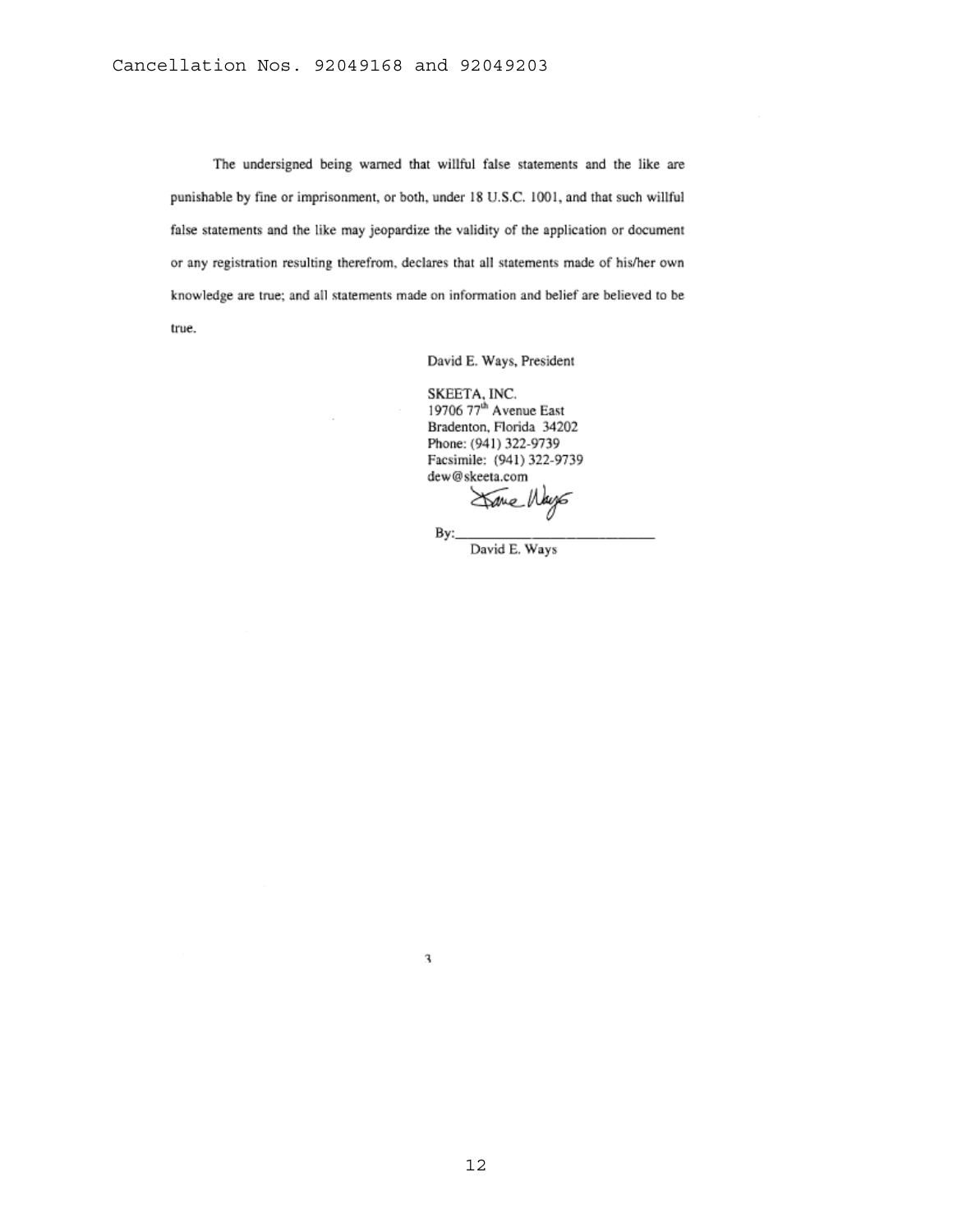The undersigned being warned that willful false statements and the like are punishable by fine or imprisonment, or both, under 18 U.S.C. 1001, and that such willful false statements and the like may jeopardize the validity of the application or document or any registration resulting therefrom, declares that all statements made of his/her own knowledge are true; and all statements made on information and belief are believed to be true.

David E. Ways, President

SKEETA, INC.
19706 77th Avenue East
Bradenton, Florida 34202
Phone: (941) 322-9739
Facsimile: (941) 322-9739
dew@skeeta.com

By: _______________________
David E. Ways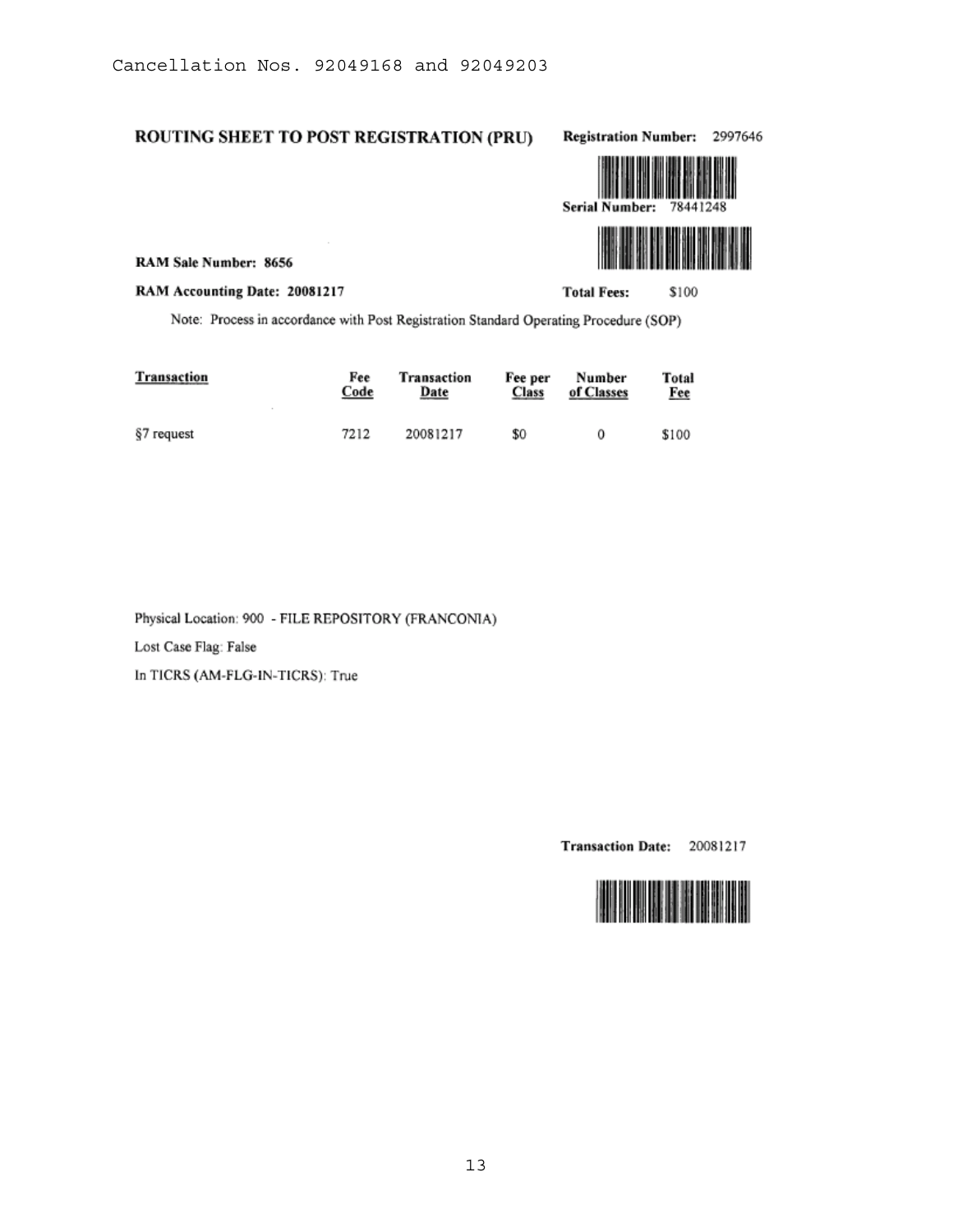Cancellation Nos. 92049168 and 92049203

## ROUTING SHEET TO POST REGISTRATION (PRU)

**Registration Number:** 2997646

**Serial Number:** 78441248

**RAM Sale Number: 8656**

**RAM Accounting Date: 20081217**

**Total Fees:** $100

Note: Process in accordance with Post Registration Standard Operating Procedure (SOP)

| Transaction | Fee Code | Transaction Date | Fee per Class | Number of Classes | Total Fee |
|---|---|---|---|---|---|
| §7 request | 7212 | 20081217 | $0 | 0 | $100 |

Physical Location: 900 - FILE REPOSITORY (FRANCONIA)

Lost Case Flag: False

In TICRS (AM-FLG-IN-TICRS): True

**Transaction Date:** 20081217